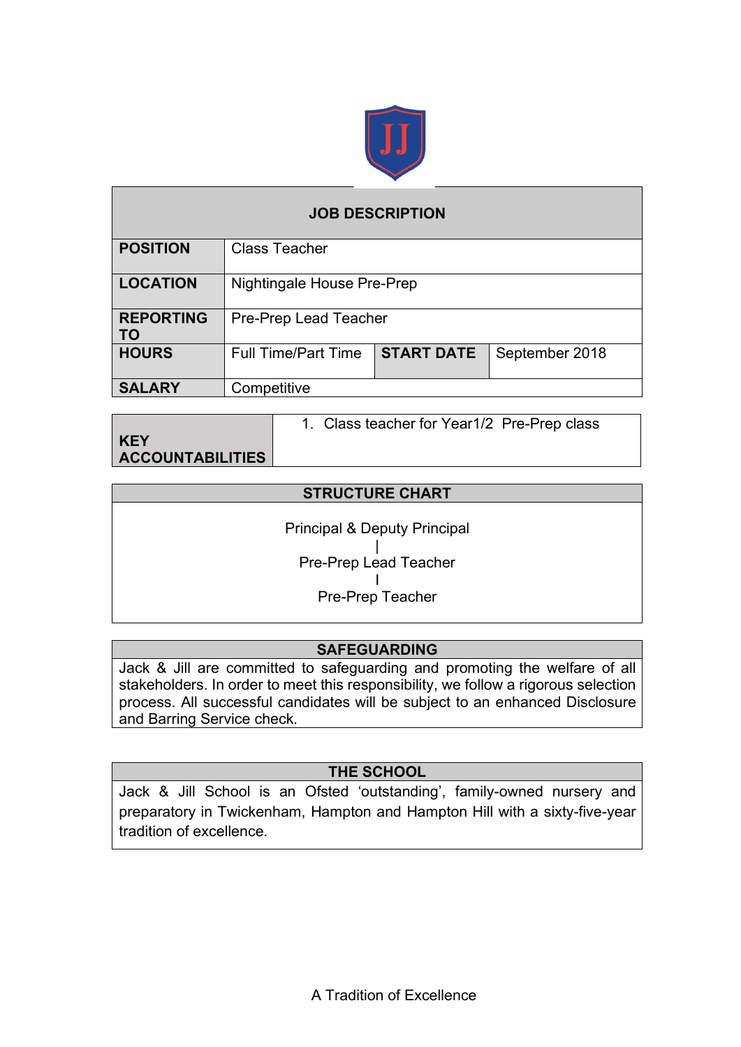| JOB DESCRIPTION | | | |
|---|---|---|---|
| **POSITION** | Class Teacher | | |
| **LOCATION** | Nightingale House Pre-Prep | | |
| **REPORTING TO** | Pre-Prep Lead Teacher | | |
| **HOURS** | Full Time/Part Time | **START DATE** | September 2018 |
| **SALARY** | Competitive | | |

| **KEY ACCOUNTABILITIES** | 1. Class teacher for Year1/2 Pre-Prep class |
|---|---|

## STRUCTURE CHART

Principal & Deputy Principal
|
Pre-Prep Lead Teacher
|
Pre-Prep Teacher

## SAFEGUARDING

Jack & Jill are committed to safeguarding and promoting the welfare of all stakeholders. In order to meet this responsibility, we follow a rigorous selection process. All successful candidates will be subject to an enhanced Disclosure and Barring Service check.

## THE SCHOOL

Jack & Jill School is an Ofsted 'outstanding', family-owned nursery and preparatory in Twickenham, Hampton and Hampton Hill with a sixty-five-year tradition of excellence.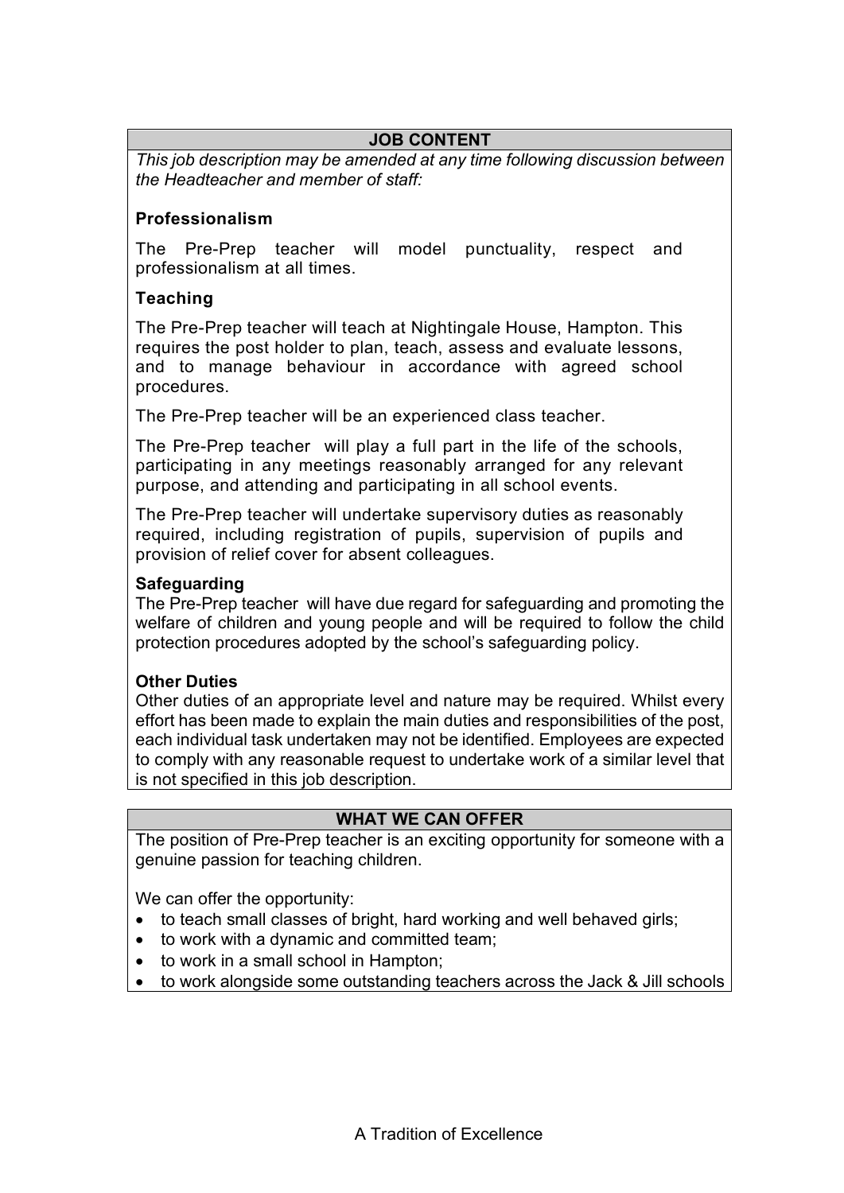## JOB CONTENT

*This job description may be amended at any time following discussion between the Headteacher and member of staff:*

### Professionalism

The Pre-Prep teacher will model punctuality, respect and professionalism at all times.

### Teaching

The Pre-Prep teacher will teach at Nightingale House, Hampton. This requires the post holder to plan, teach, assess and evaluate lessons, and to manage behaviour in accordance with agreed school procedures.

The Pre-Prep teacher will be an experienced class teacher.

The Pre-Prep teacher will play a full part in the life of the schools, participating in any meetings reasonably arranged for any relevant purpose, and attending and participating in all school events.

The Pre-Prep teacher will undertake supervisory duties as reasonably required, including registration of pupils, supervision of pupils and provision of relief cover for absent colleagues.

### Safeguarding

The Pre-Prep teacher will have due regard for safeguarding and promoting the welfare of children and young people and will be required to follow the child protection procedures adopted by the school's safeguarding policy.

### Other Duties

Other duties of an appropriate level and nature may be required. Whilst every effort has been made to explain the main duties and responsibilities of the post, each individual task undertaken may not be identified. Employees are expected to comply with any reasonable request to undertake work of a similar level that is not specified in this job description.

## WHAT WE CAN OFFER

The position of Pre-Prep teacher is an exciting opportunity for someone with a genuine passion for teaching children.

We can offer the opportunity:

- to teach small classes of bright, hard working and well behaved girls;
- to work with a dynamic and committed team;
- to work in a small school in Hampton;
- to work alongside some outstanding teachers across the Jack & Jill schools

A Tradition of Excellence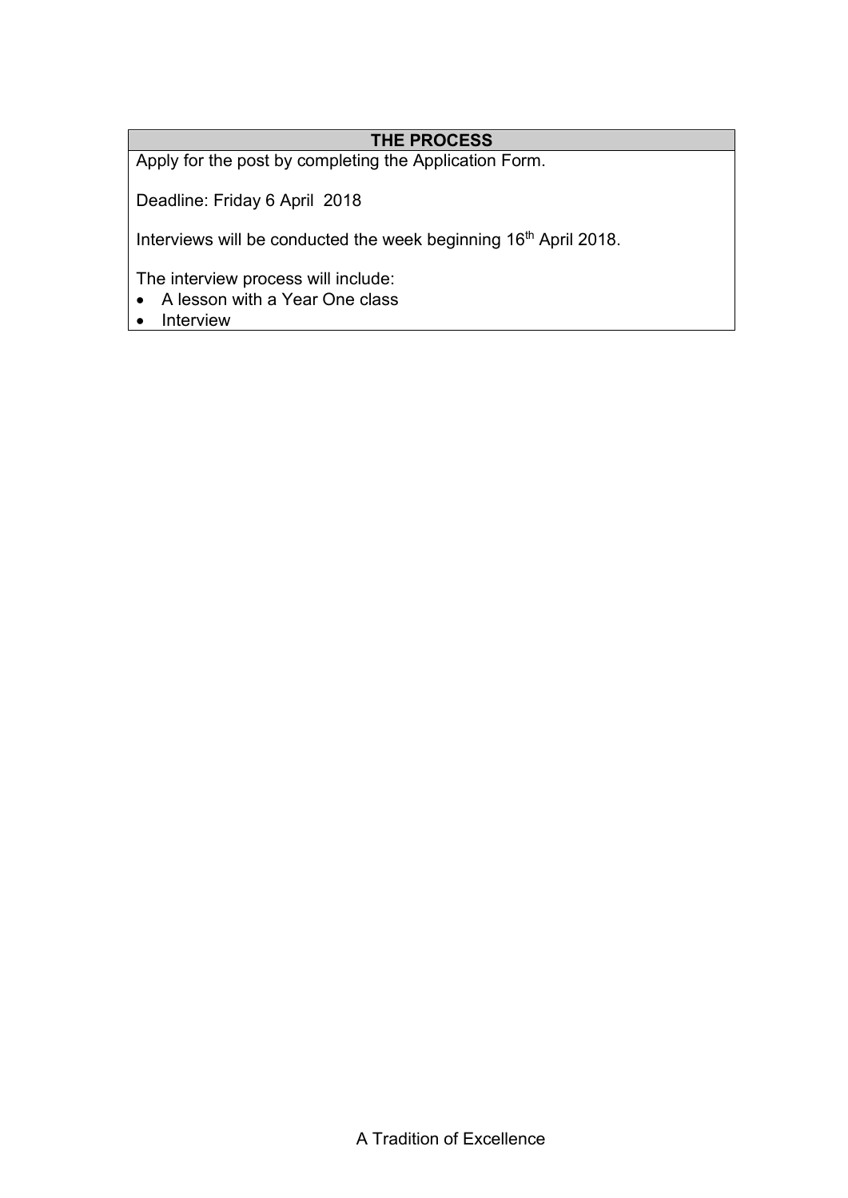## THE PROCESS

Apply for the post by completing the Application Form.

Deadline: Friday 6 April 2018

Interviews will be conducted the week beginning 16th April 2018.

The interview process will include:

- A lesson with a Year One class
- Interview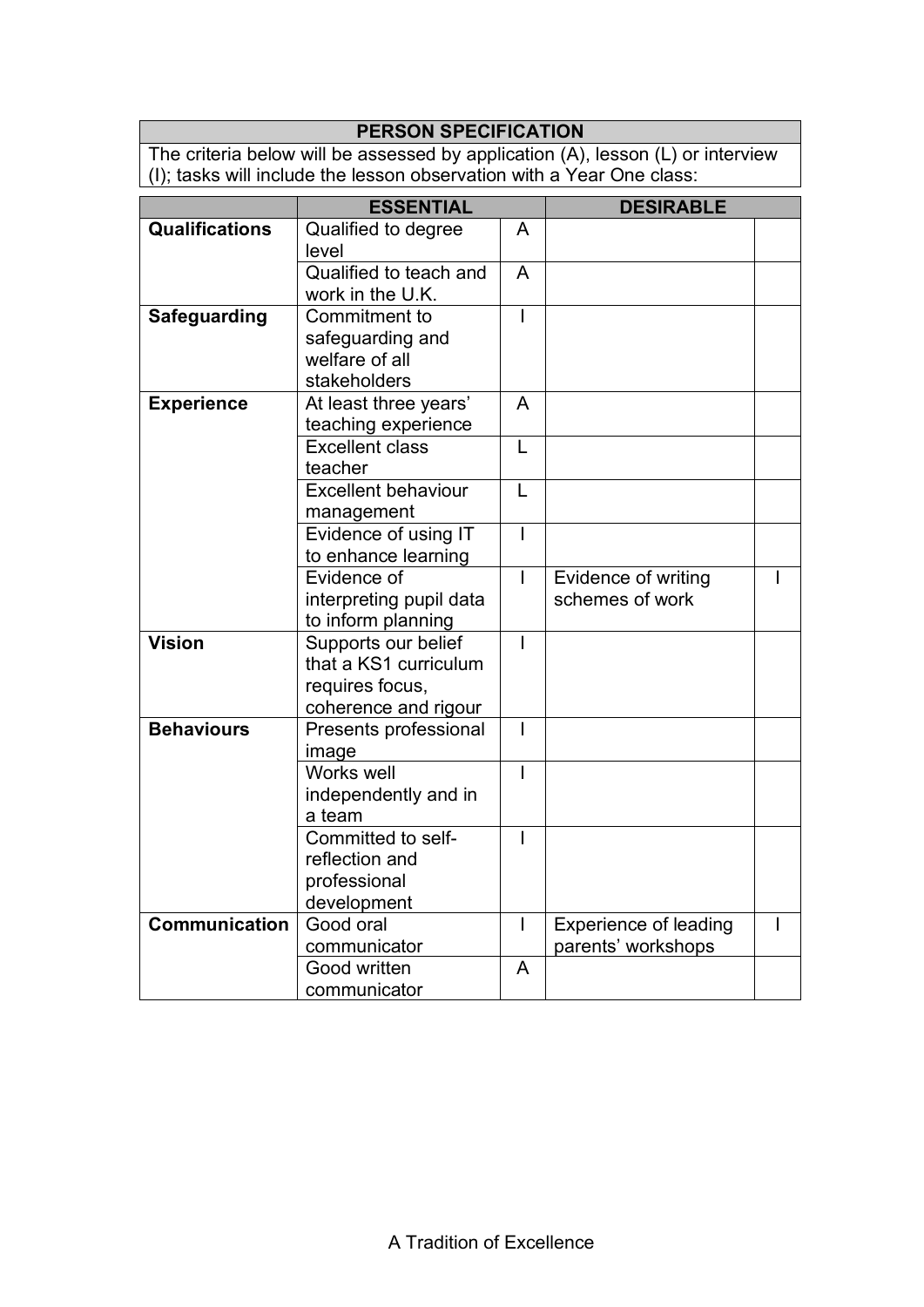## PERSON SPECIFICATION

The criteria below will be assessed by application (A), lesson (L) or interview (I); tasks will include the lesson observation with a Year One class:

| | ESSENTIAL | | DESIRABLE | |
|---|---|---|---|---|
| **Qualifications** | Qualified to degree level | A | | |
| | Qualified to teach and work in the U.K. | A | | |
| **Safeguarding** | Commitment to safeguarding and welfare of all stakeholders | I | | |
| **Experience** | At least three years' teaching experience | A | | |
| | Excellent class teacher | L | | |
| | Excellent behaviour management | L | | |
| | Evidence of using IT to enhance learning | I | | |
| | Evidence of interpreting pupil data to inform planning | I | Evidence of writing schemes of work | I |
| **Vision** | Supports our belief that a KS1 curriculum requires focus, coherence and rigour | I | | |
| **Behaviours** | Presents professional image | I | | |
| | Works well independently and in a team | I | | |
| | Committed to self-reflection and professional development | I | | |
| **Communication** | Good oral communicator | I | Experience of leading parents' workshops | I |
| | Good written communicator | A | | |

A Tradition of Excellence